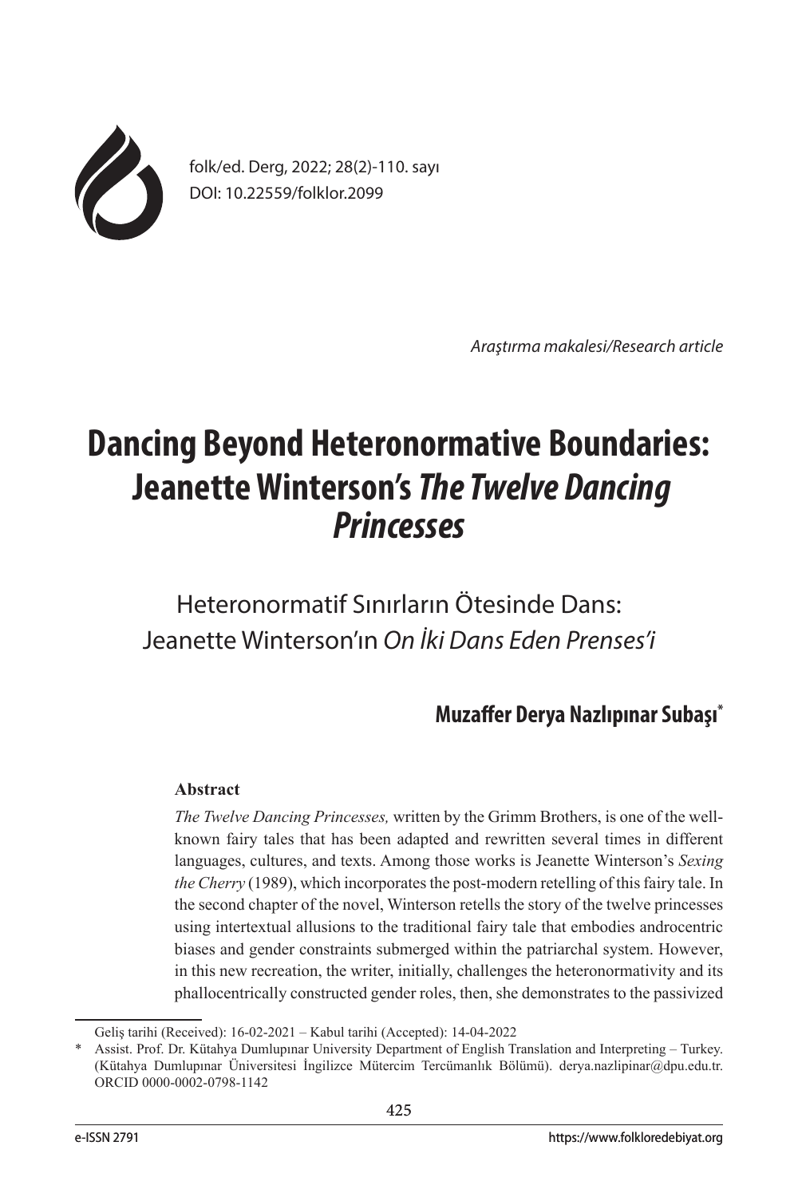folk/ed. Derg, 2022; 28(2)-110. sayı
DOI: 10.22559/folklor.2099

*Araştırma makalesi/Research article*

# Dancing Beyond Heteronormative Boundaries: Jeanette Winterson's *The Twelve Dancing Princesses*

## Heteronormatif Sınırların Ötesinde Dans: Jeanette Winterson'ın *On İki Dans Eden Prenses'i*

**Muzaffer Derya Nazlıpınar Subaşı***

### Abstract

*The Twelve Dancing Princesses,* written by the Grimm Brothers, is one of the well-known fairy tales that has been adapted and rewritten several times in different languages, cultures, and texts. Among those works is Jeanette Winterson's *Sexing the Cherry* (1989), which incorporates the post-modern retelling of this fairy tale. In the second chapter of the novel, Winterson retells the story of the twelve princesses using intertextual allusions to the traditional fairy tale that embodies androcentric biases and gender constraints submerged within the patriarchal system. However, in this new recreation, the writer, initially, challenges the heteronormativity and its phallocentrically constructed gender roles, then, she demonstrates to the passivized

---

Geliş tarihi (Received): 16-02-2021 – Kabul tarihi (Accepted): 14-04-2022

\* Assist. Prof. Dr. Kütahya Dumlupınar University Department of English Translation and Interpreting – Turkey. (Kütahya Dumlupınar Üniversitesi İngilizce Mütercim Tercümanlık Bölümü). derya.nazlipinar@dpu.edu.tr. ORCID 0000-0002-0798-1142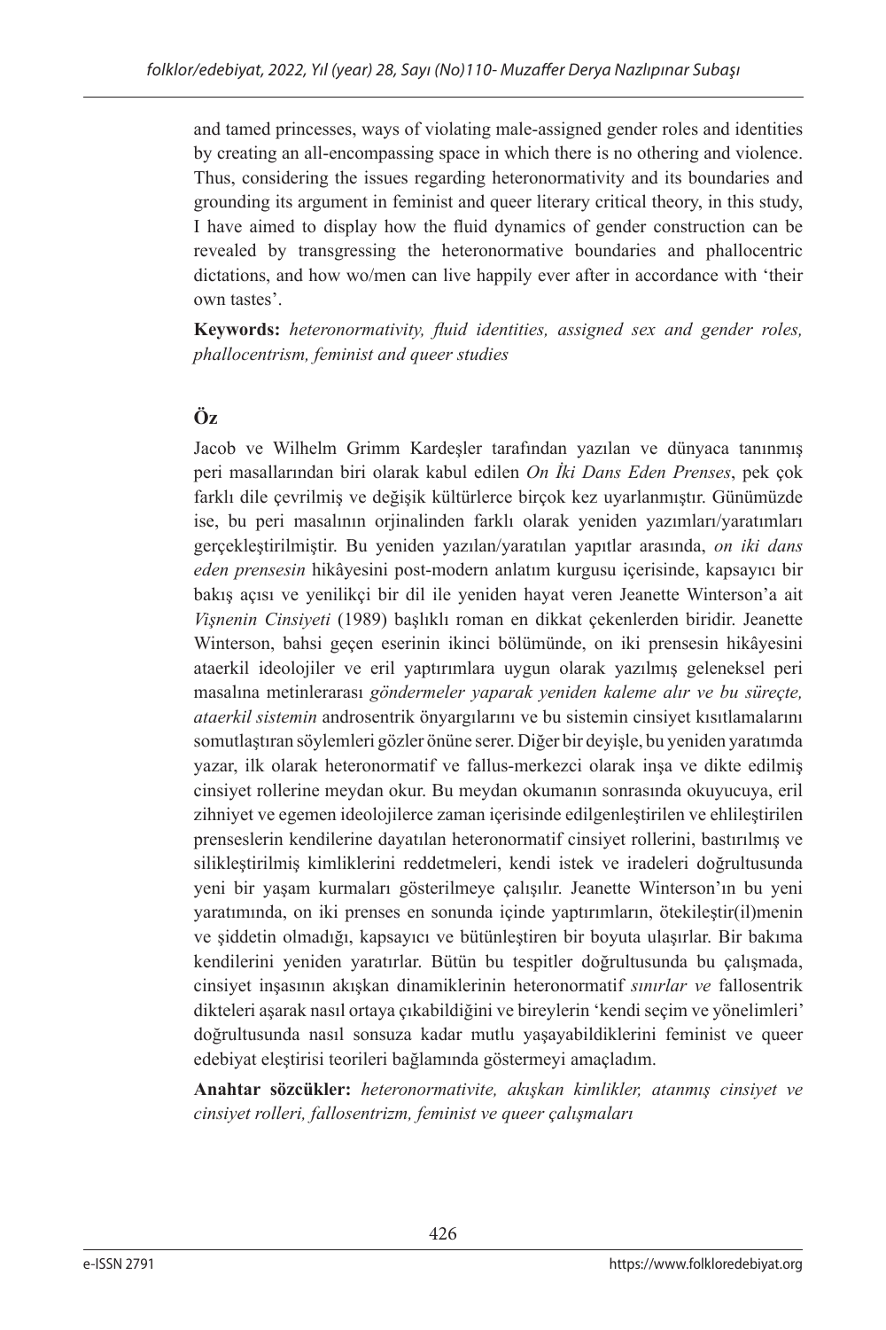and tamed princesses, ways of violating male-assigned gender roles and identities by creating an all-encompassing space in which there is no othering and violence. Thus, considering the issues regarding heteronormativity and its boundaries and grounding its argument in feminist and queer literary critical theory, in this study, I have aimed to display how the fluid dynamics of gender construction can be revealed by transgressing the heteronormative boundaries and phallocentric dictations, and how wo/men can live happily ever after in accordance with 'their own tastes'.

**Keywords:** *heteronormativity, fluid identities, assigned sex and gender roles, phallocentrism, feminist and queer studies*

## Öz

Jacob ve Wilhelm Grimm Kardeşler tarafından yazılan ve dünyaca tanınmış peri masallarından biri olarak kabul edilen *On İki Dans Eden Prenses*, pek çok farklı dile çevrilmiş ve değişik kültürlerce birçok kez uyarlanmıştır. Günümüzde ise, bu peri masalının orjinalinden farklı olarak yeniden yazımları/yaratımları gerçekleştirilmiştir. Bu yeniden yazılan/yaratılan yapıtlar arasında, *on iki dans eden prensesin* hikâyesini post-modern anlatım kurgusu içerisinde, kapsayıcı bir bakış açısı ve yenilikçi bir dil ile yeniden hayat veren Jeanette Winterson'a ait *Vişnenin Cinsiyeti* (1989) başlıklı roman en dikkat çekenlerden biridir. Jeanette Winterson, bahsi geçen eserinin ikinci bölümünde, on iki prensesin hikâyesini ataerkil ideolojiler ve eril yaptırımlara uygun olarak yazılmış geleneksel peri masalına metinlerarası *göndermeler yaparak yeniden kaleme alır ve bu süreçte, ataerkil sistemin* androsentrik önyargılarını ve bu sistemin cinsiyet kısıtlamalarını somutlaştıran söylemleri gözler önüne serer. Diğer bir deyişle, bu yeniden yaratımda yazar, ilk olarak heteronormatif ve fallus-merkezci olarak inşa ve dikte edilmiş cinsiyet rollerine meydan okur. Bu meydan okumanın sonrasında okuyucuya, eril zihniyet ve egemen ideolojilerce zaman içerisinde edilgenleştirilen ve ehlileştirilen prenseslerin kendilerine dayatılan heteronormatif cinsiyet rollerini, bastırılmış ve silikleştirilmiş kimliklerini reddetmeleri, kendi istek ve iradeleri doğrultusunda yeni bir yaşam kurmaları gösterilmeye çalışılır. Jeanette Winterson'ın bu yeni yaratımında, on iki prenses en sonunda içinde yaptırımların, ötekileştir(il)menin ve şiddetin olmadığı, kapsayıcı ve bütünleştiren bir boyuta ulaşırlar. Bir bakıma kendilerini yeniden yaratırlar. Bütün bu tespitler doğrultusunda bu çalışmada, cinsiyet inşasının akışkan dinamiklerinin heteronormatif *sınırlar ve* fallosentrik dikteleri aşarak nasıl ortaya çıkabildiğini ve bireylerin 'kendi seçim ve yönelimleri' doğrultusunda nasıl sonsuza kadar mutlu yaşayabildiklerini feminist ve queer edebiyat eleştirisi teorileri bağlamında göstermeyi amaçladım.

**Anahtar sözcükler:** *heteronormativite, akışkan kimlikler, atanmış cinsiyet ve cinsiyet rolleri, fallosentrizm, feminist ve queer çalışmaları*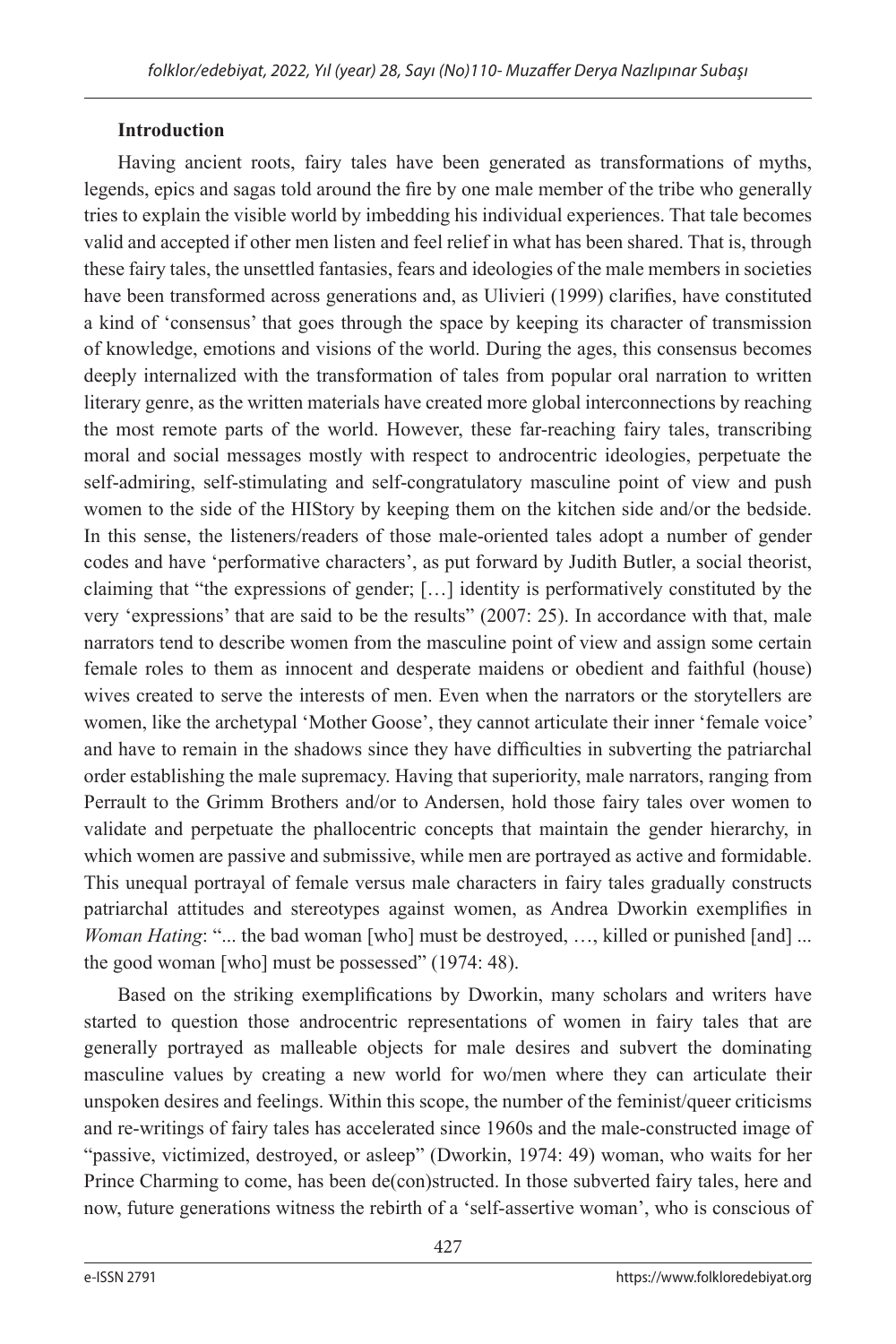**Introduction**

Having ancient roots, fairy tales have been generated as transformations of myths, legends, epics and sagas told around the fire by one male member of the tribe who generally tries to explain the visible world by imbedding his individual experiences. That tale becomes valid and accepted if other men listen and feel relief in what has been shared. That is, through these fairy tales, the unsettled fantasies, fears and ideologies of the male members in societies have been transformed across generations and, as Ulivieri (1999) clarifies, have constituted a kind of 'consensus' that goes through the space by keeping its character of transmission of knowledge, emotions and visions of the world. During the ages, this consensus becomes deeply internalized with the transformation of tales from popular oral narration to written literary genre, as the written materials have created more global interconnections by reaching the most remote parts of the world. However, these far-reaching fairy tales, transcribing moral and social messages mostly with respect to androcentric ideologies, perpetuate the self-admiring, self-stimulating and self-congratulatory masculine point of view and push women to the side of the HIStory by keeping them on the kitchen side and/or the bedside. In this sense, the listeners/readers of those male-oriented tales adopt a number of gender codes and have 'performative characters', as put forward by Judith Butler, a social theorist, claiming that "the expressions of gender; […] identity is performatively constituted by the very 'expressions' that are said to be the results" (2007: 25). In accordance with that, male narrators tend to describe women from the masculine point of view and assign some certain female roles to them as innocent and desperate maidens or obedient and faithful (house) wives created to serve the interests of men. Even when the narrators or the storytellers are women, like the archetypal 'Mother Goose', they cannot articulate their inner 'female voice' and have to remain in the shadows since they have difficulties in subverting the patriarchal order establishing the male supremacy. Having that superiority, male narrators, ranging from Perrault to the Grimm Brothers and/or to Andersen, hold those fairy tales over women to validate and perpetuate the phallocentric concepts that maintain the gender hierarchy, in which women are passive and submissive, while men are portrayed as active and formidable. This unequal portrayal of female versus male characters in fairy tales gradually constructs patriarchal attitudes and stereotypes against women, as Andrea Dworkin exemplifies in *Woman Hating*: "... the bad woman [who] must be destroyed, …, killed or punished [and] ... the good woman [who] must be possessed" (1974: 48).

Based on the striking exemplifications by Dworkin, many scholars and writers have started to question those androcentric representations of women in fairy tales that are generally portrayed as malleable objects for male desires and subvert the dominating masculine values by creating a new world for wo/men where they can articulate their unspoken desires and feelings. Within this scope, the number of the feminist/queer criticisms and re-writings of fairy tales has accelerated since 1960s and the male-constructed image of "passive, victimized, destroyed, or asleep" (Dworkin, 1974: 49) woman, who waits for her Prince Charming to come, has been de(con)structed. In those subverted fairy tales, here and now, future generations witness the rebirth of a 'self-assertive woman', who is conscious of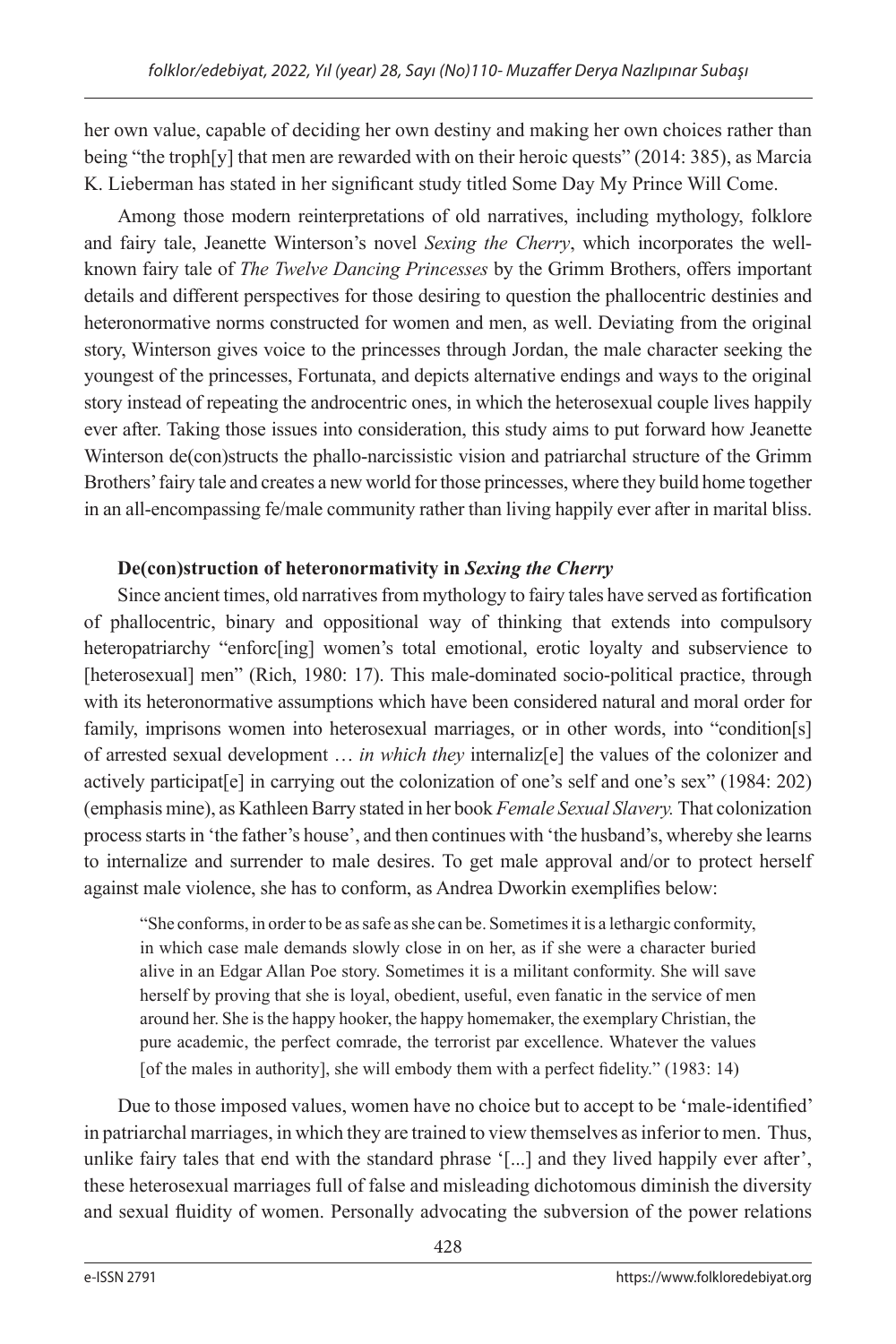her own value, capable of deciding her own destiny and making her own choices rather than being "the troph[y] that men are rewarded with on their heroic quests" (2014: 385), as Marcia K. Lieberman has stated in her significant study titled Some Day My Prince Will Come.

Among those modern reinterpretations of old narratives, including mythology, folklore and fairy tale, Jeanette Winterson's novel *Sexing the Cherry*, which incorporates the well-known fairy tale of *The Twelve Dancing Princesses* by the Grimm Brothers, offers important details and different perspectives for those desiring to question the phallocentric destinies and heteronormative norms constructed for women and men, as well. Deviating from the original story, Winterson gives voice to the princesses through Jordan, the male character seeking the youngest of the princesses, Fortunata, and depicts alternative endings and ways to the original story instead of repeating the androcentric ones, in which the heterosexual couple lives happily ever after. Taking those issues into consideration, this study aims to put forward how Jeanette Winterson de(con)structs the phallo-narcissistic vision and patriarchal structure of the Grimm Brothers' fairy tale and creates a new world for those princesses, where they build home together in an all-encompassing fe/male community rather than living happily ever after in marital bliss.

**De(con)struction of heteronormativity in *Sexing the Cherry***

Since ancient times, old narratives from mythology to fairy tales have served as fortification of phallocentric, binary and oppositional way of thinking that extends into compulsory heteropatriarchy "enforc[ing] women's total emotional, erotic loyalty and subservience to [heterosexual] men" (Rich, 1980: 17). This male-dominated socio-political practice, through with its heteronormative assumptions which have been considered natural and moral order for family, imprisons women into heterosexual marriages, or in other words, into "condition[s] of arrested sexual development … *in which they* internaliz[e] the values of the colonizer and actively participat[e] in carrying out the colonization of one's self and one's sex" (1984: 202) (emphasis mine), as Kathleen Barry stated in her book *Female Sexual Slavery.* That colonization process starts in 'the father's house', and then continues with 'the husband's, whereby she learns to internalize and surrender to male desires. To get male approval and/or to protect herself against male violence, she has to conform, as Andrea Dworkin exemplifies below:

> "She conforms, in order to be as safe as she can be. Sometimes it is a lethargic conformity, in which case male demands slowly close in on her, as if she were a character buried alive in an Edgar Allan Poe story. Sometimes it is a militant conformity. She will save herself by proving that she is loyal, obedient, useful, even fanatic in the service of men around her. She is the happy hooker, the happy homemaker, the exemplary Christian, the pure academic, the perfect comrade, the terrorist par excellence. Whatever the values [of the males in authority], she will embody them with a perfect fidelity." (1983: 14)

Due to those imposed values, women have no choice but to accept to be 'male-identified' in patriarchal marriages, in which they are trained to view themselves as inferior to men. Thus, unlike fairy tales that end with the standard phrase '[...] and they lived happily ever after', these heterosexual marriages full of false and misleading dichotomous diminish the diversity and sexual fluidity of women. Personally advocating the subversion of the power relations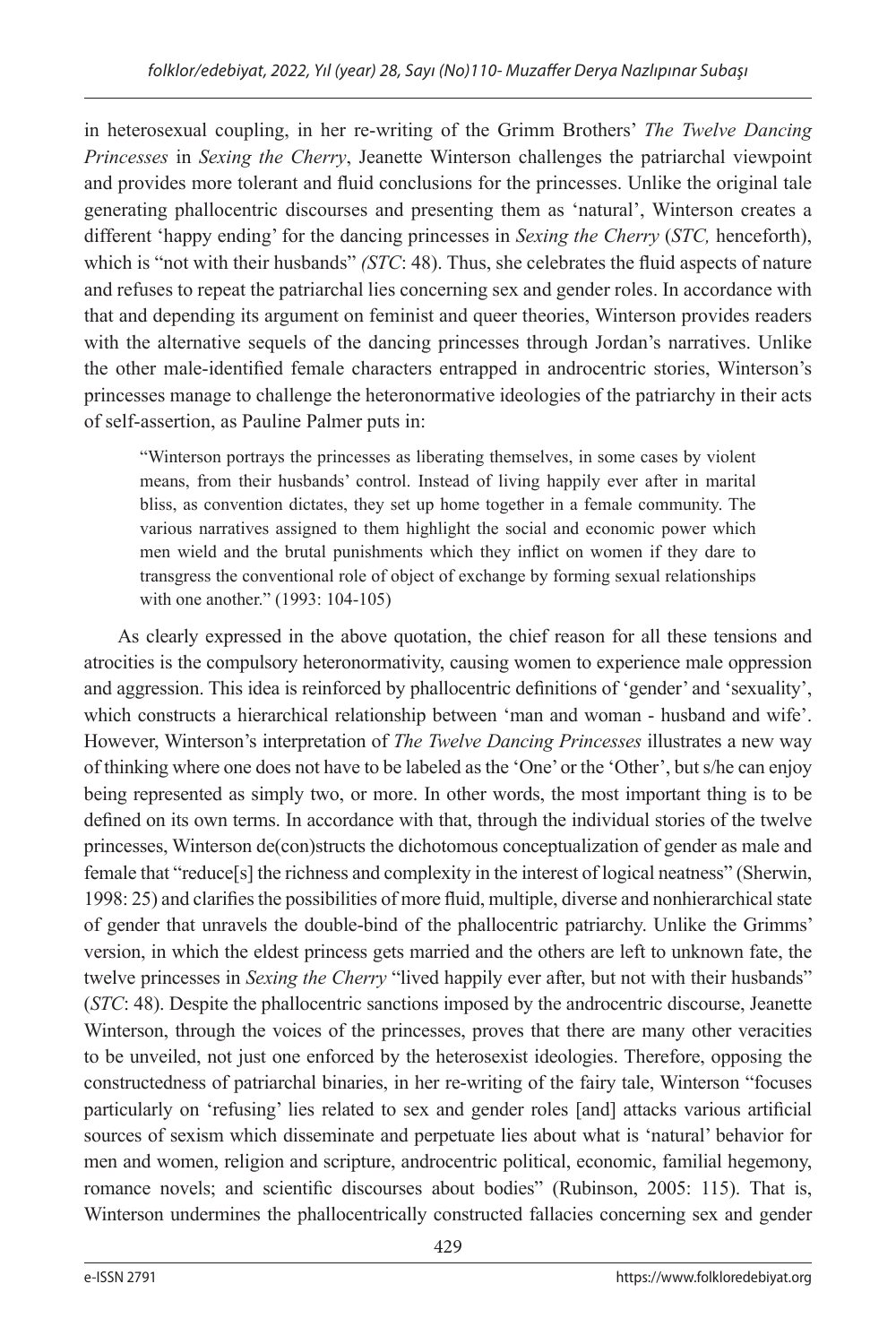in heterosexual coupling, in her re-writing of the Grimm Brothers' *The Twelve Dancing Princesses* in *Sexing the Cherry*, Jeanette Winterson challenges the patriarchal viewpoint and provides more tolerant and fluid conclusions for the princesses. Unlike the original tale generating phallocentric discourses and presenting them as 'natural', Winterson creates a different 'happy ending' for the dancing princesses in *Sexing the Cherry* (*STC,* henceforth), which is "not with their husbands" *(STC*: 48). Thus, she celebrates the fluid aspects of nature and refuses to repeat the patriarchal lies concerning sex and gender roles. In accordance with that and depending its argument on feminist and queer theories, Winterson provides readers with the alternative sequels of the dancing princesses through Jordan's narratives. Unlike the other male-identified female characters entrapped in androcentric stories, Winterson's princesses manage to challenge the heteronormative ideologies of the patriarchy in their acts of self-assertion, as Pauline Palmer puts in:

> "Winterson portrays the princesses as liberating themselves, in some cases by violent means, from their husbands' control. Instead of living happily ever after in marital bliss, as convention dictates, they set up home together in a female community. The various narratives assigned to them highlight the social and economic power which men wield and the brutal punishments which they inflict on women if they dare to transgress the conventional role of object of exchange by forming sexual relationships with one another." (1993: 104-105)

As clearly expressed in the above quotation, the chief reason for all these tensions and atrocities is the compulsory heteronormativity, causing women to experience male oppression and aggression. This idea is reinforced by phallocentric definitions of 'gender' and 'sexuality', which constructs a hierarchical relationship between 'man and woman - husband and wife'. However, Winterson's interpretation of *The Twelve Dancing Princesses* illustrates a new way of thinking where one does not have to be labeled as the 'One' or the 'Other', but s/he can enjoy being represented as simply two, or more. In other words, the most important thing is to be defined on its own terms. In accordance with that, through the individual stories of the twelve princesses, Winterson de(con)structs the dichotomous conceptualization of gender as male and female that "reduce[s] the richness and complexity in the interest of logical neatness" (Sherwin, 1998: 25) and clarifies the possibilities of more fluid, multiple, diverse and nonhierarchical state of gender that unravels the double-bind of the phallocentric patriarchy. Unlike the Grimms' version, in which the eldest princess gets married and the others are left to unknown fate, the twelve princesses in *Sexing the Cherry* "lived happily ever after, but not with their husbands" (*STC*: 48). Despite the phallocentric sanctions imposed by the androcentric discourse, Jeanette Winterson, through the voices of the princesses, proves that there are many other veracities to be unveiled, not just one enforced by the heterosexist ideologies. Therefore, opposing the constructedness of patriarchal binaries, in her re-writing of the fairy tale, Winterson "focuses particularly on 'refusing' lies related to sex and gender roles [and] attacks various artificial sources of sexism which disseminate and perpetuate lies about what is 'natural' behavior for men and women, religion and scripture, androcentric political, economic, familial hegemony, romance novels; and scientific discourses about bodies" (Rubinson, 2005: 115). That is, Winterson undermines the phallocentrically constructed fallacies concerning sex and gender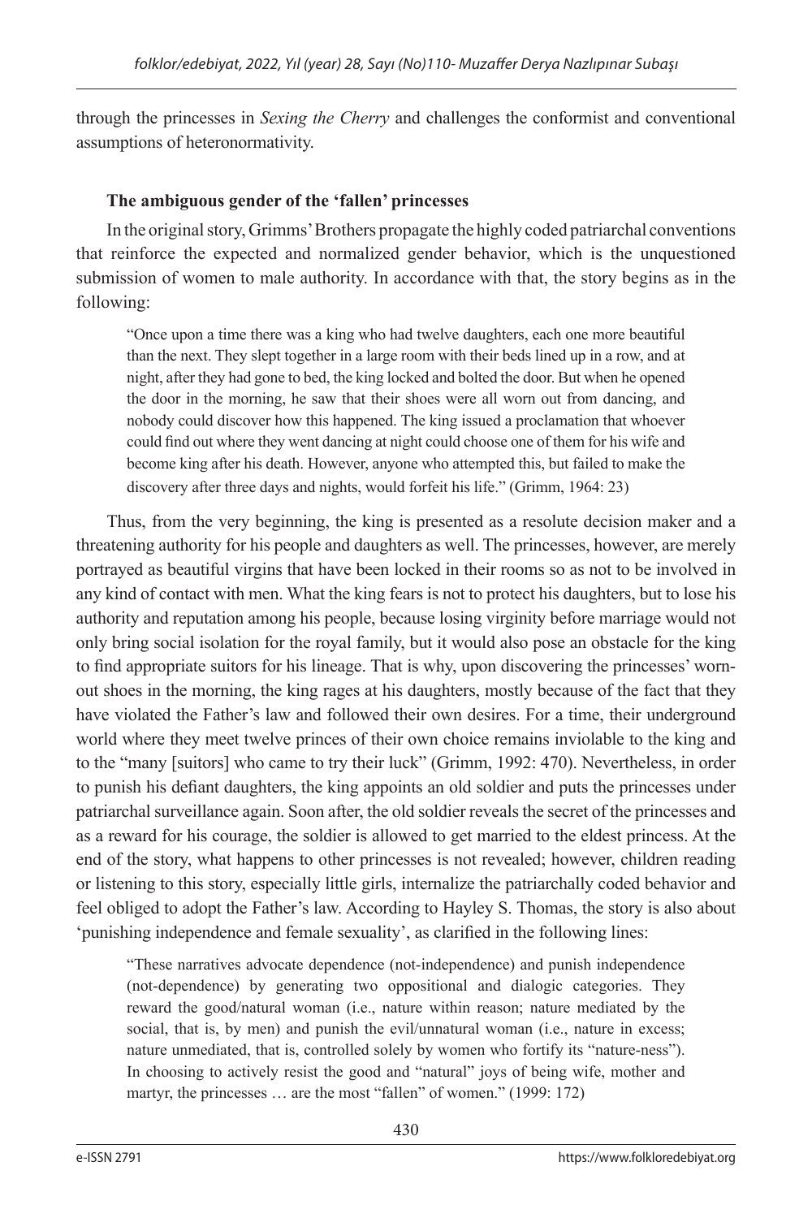through the princesses in *Sexing the Cherry* and challenges the conformist and conventional assumptions of heteronormativity.

### The ambiguous gender of the 'fallen' princesses

In the original story, Grimms' Brothers propagate the highly coded patriarchal conventions that reinforce the expected and normalized gender behavior, which is the unquestioned submission of women to male authority. In accordance with that, the story begins as in the following:

> "Once upon a time there was a king who had twelve daughters, each one more beautiful than the next. They slept together in a large room with their beds lined up in a row, and at night, after they had gone to bed, the king locked and bolted the door. But when he opened the door in the morning, he saw that their shoes were all worn out from dancing, and nobody could discover how this happened. The king issued a proclamation that whoever could find out where they went dancing at night could choose one of them for his wife and become king after his death. However, anyone who attempted this, but failed to make the discovery after three days and nights, would forfeit his life." (Grimm, 1964: 23)

Thus, from the very beginning, the king is presented as a resolute decision maker and a threatening authority for his people and daughters as well. The princesses, however, are merely portrayed as beautiful virgins that have been locked in their rooms so as not to be involved in any kind of contact with men. What the king fears is not to protect his daughters, but to lose his authority and reputation among his people, because losing virginity before marriage would not only bring social isolation for the royal family, but it would also pose an obstacle for the king to find appropriate suitors for his lineage. That is why, upon discovering the princesses' worn-out shoes in the morning, the king rages at his daughters, mostly because of the fact that they have violated the Father's law and followed their own desires. For a time, their underground world where they meet twelve princes of their own choice remains inviolable to the king and to the "many [suitors] who came to try their luck" (Grimm, 1992: 470). Nevertheless, in order to punish his defiant daughters, the king appoints an old soldier and puts the princesses under patriarchal surveillance again. Soon after, the old soldier reveals the secret of the princesses and as a reward for his courage, the soldier is allowed to get married to the eldest princess. At the end of the story, what happens to other princesses is not revealed; however, children reading or listening to this story, especially little girls, internalize the patriarchally coded behavior and feel obliged to adopt the Father's law. According to Hayley S. Thomas, the story is also about 'punishing independence and female sexuality', as clarified in the following lines:

> "These narratives advocate dependence (not-independence) and punish independence (not-dependence) by generating two oppositional and dialogic categories. They reward the good/natural woman (i.e., nature within reason; nature mediated by the social, that is, by men) and punish the evil/unnatural woman (i.e., nature in excess; nature unmediated, that is, controlled solely by women who fortify its "nature-ness"). In choosing to actively resist the good and "natural" joys of being wife, mother and martyr, the princesses … are the most "fallen" of women." (1999: 172)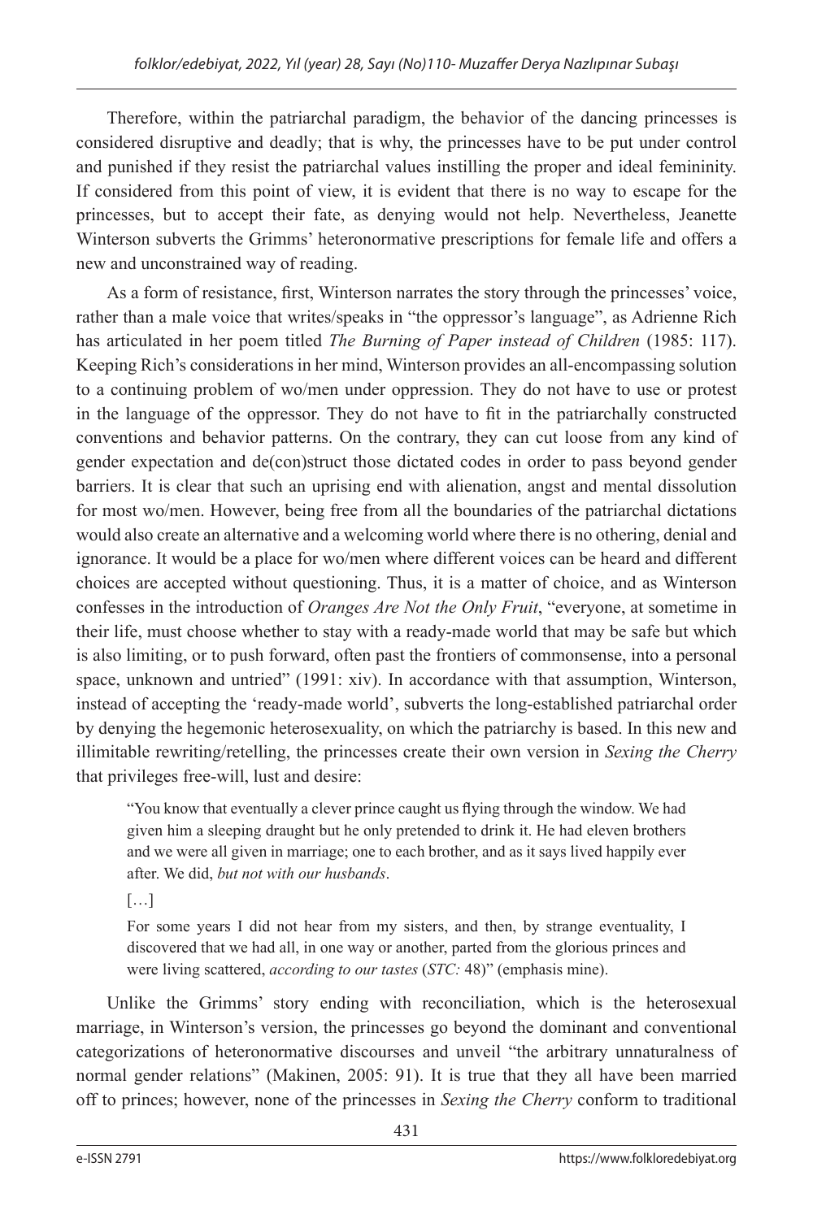Therefore, within the patriarchal paradigm, the behavior of the dancing princesses is considered disruptive and deadly; that is why, the princesses have to be put under control and punished if they resist the patriarchal values instilling the proper and ideal femininity. If considered from this point of view, it is evident that there is no way to escape for the princesses, but to accept their fate, as denying would not help. Nevertheless, Jeanette Winterson subverts the Grimms' heteronormative prescriptions for female life and offers a new and unconstrained way of reading.

As a form of resistance, first, Winterson narrates the story through the princesses' voice, rather than a male voice that writes/speaks in "the oppressor's language", as Adrienne Rich has articulated in her poem titled *The Burning of Paper instead of Children* (1985: 117). Keeping Rich's considerations in her mind, Winterson provides an all-encompassing solution to a continuing problem of wo/men under oppression. They do not have to use or protest in the language of the oppressor. They do not have to fit in the patriarchally constructed conventions and behavior patterns. On the contrary, they can cut loose from any kind of gender expectation and de(con)struct those dictated codes in order to pass beyond gender barriers. It is clear that such an uprising end with alienation, angst and mental dissolution for most wo/men. However, being free from all the boundaries of the patriarchal dictations would also create an alternative and a welcoming world where there is no othering, denial and ignorance. It would be a place for wo/men where different voices can be heard and different choices are accepted without questioning. Thus, it is a matter of choice, and as Winterson confesses in the introduction of *Oranges Are Not the Only Fruit*, "everyone, at sometime in their life, must choose whether to stay with a ready-made world that may be safe but which is also limiting, or to push forward, often past the frontiers of commonsense, into a personal space, unknown and untried" (1991: xiv). In accordance with that assumption, Winterson, instead of accepting the 'ready-made world', subverts the long-established patriarchal order by denying the hegemonic heterosexuality, on which the patriarchy is based. In this new and illimitable rewriting/retelling, the princesses create their own version in *Sexing the Cherry* that privileges free-will, lust and desire:

> "You know that eventually a clever prince caught us flying through the window. We had given him a sleeping draught but he only pretended to drink it. He had eleven brothers and we were all given in marriage; one to each brother, and as it says lived happily ever after. We did, *but not with our husbands*.
>
> […]
>
> For some years I did not hear from my sisters, and then, by strange eventuality, I discovered that we had all, in one way or another, parted from the glorious princes and were living scattered, *according to our tastes* (*STC:* 48)" (emphasis mine).

Unlike the Grimms' story ending with reconciliation, which is the heterosexual marriage, in Winterson's version, the princesses go beyond the dominant and conventional categorizations of heteronormative discourses and unveil "the arbitrary unnaturalness of normal gender relations" (Makinen, 2005: 91). It is true that they all have been married off to princes; however, none of the princesses in *Sexing the Cherry* conform to traditional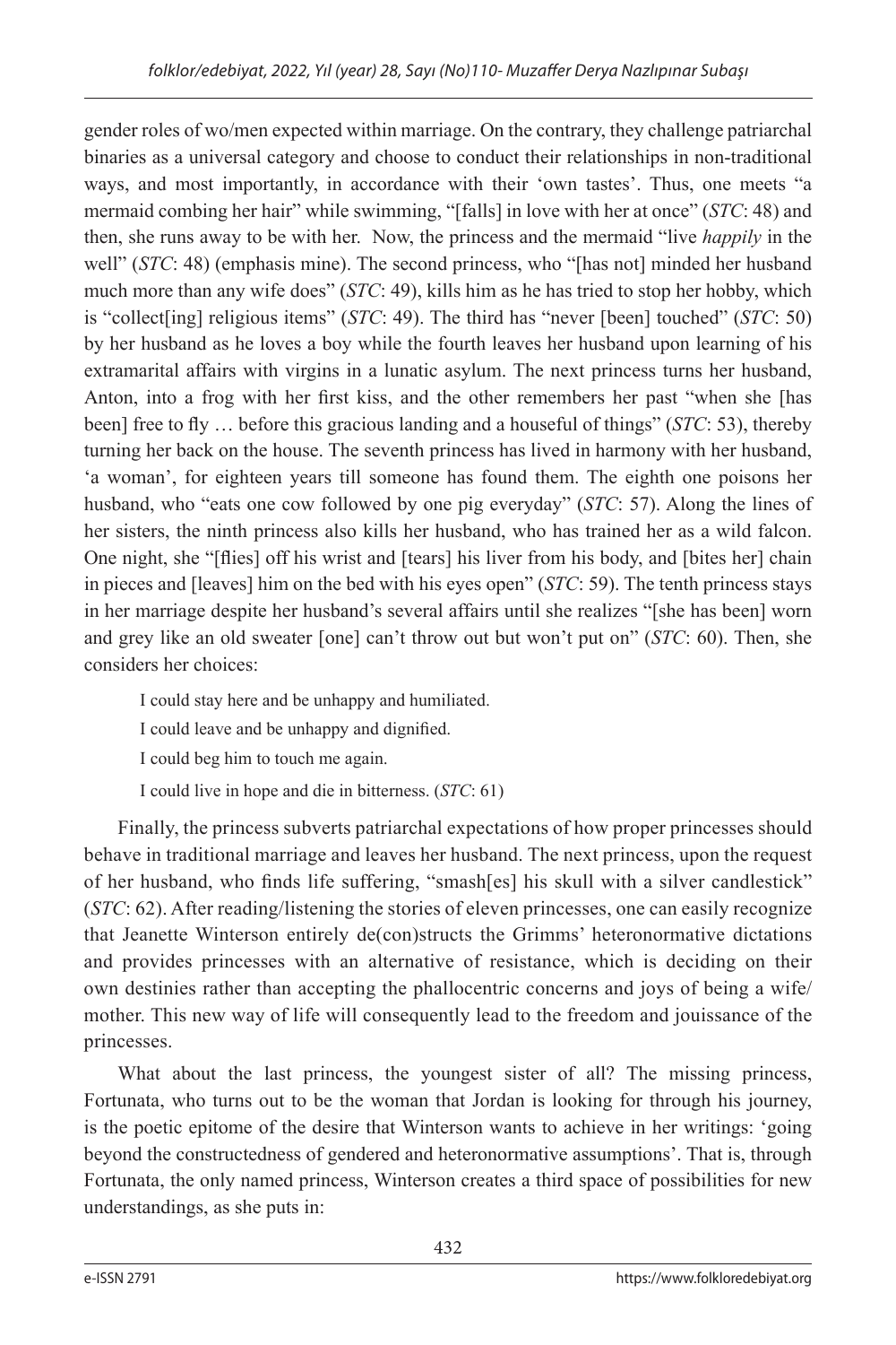gender roles of wo/men expected within marriage. On the contrary, they challenge patriarchal binaries as a universal category and choose to conduct their relationships in non-traditional ways, and most importantly, in accordance with their 'own tastes'. Thus, one meets "a mermaid combing her hair" while swimming, "[falls] in love with her at once" (*STC*: 48) and then, she runs away to be with her. Now, the princess and the mermaid "live *happily* in the well" (*STC*: 48) (emphasis mine). The second princess, who "[has not] minded her husband much more than any wife does" (*STC*: 49), kills him as he has tried to stop her hobby, which is "collect[ing] religious items" (*STC*: 49). The third has "never [been] touched" (*STC*: 50) by her husband as he loves a boy while the fourth leaves her husband upon learning of his extramarital affairs with virgins in a lunatic asylum. The next princess turns her husband, Anton, into a frog with her first kiss, and the other remembers her past "when she [has been] free to fly … before this gracious landing and a houseful of things" (*STC*: 53), thereby turning her back on the house. The seventh princess has lived in harmony with her husband, 'a woman', for eighteen years till someone has found them. The eighth one poisons her husband, who "eats one cow followed by one pig everyday" (*STC*: 57). Along the lines of her sisters, the ninth princess also kills her husband, who has trained her as a wild falcon. One night, she "[flies] off his wrist and [tears] his liver from his body, and [bites her] chain in pieces and [leaves] him on the bed with his eyes open" (*STC*: 59). The tenth princess stays in her marriage despite her husband's several affairs until she realizes "[she has been] worn and grey like an old sweater [one] can't throw out but won't put on" (*STC*: 60). Then, she considers her choices:

> I could stay here and be unhappy and humiliated.
>
> I could leave and be unhappy and dignified.
>
> I could beg him to touch me again.
>
> I could live in hope and die in bitterness. (*STC*: 61)

Finally, the princess subverts patriarchal expectations of how proper princesses should behave in traditional marriage and leaves her husband. The next princess, upon the request of her husband, who finds life suffering, "smash[es] his skull with a silver candlestick" (*STC*: 62). After reading/listening the stories of eleven princesses, one can easily recognize that Jeanette Winterson entirely de(con)structs the Grimms' heteronormative dictations and provides princesses with an alternative of resistance, which is deciding on their own destinies rather than accepting the phallocentric concerns and joys of being a wife/mother. This new way of life will consequently lead to the freedom and jouissance of the princesses.

What about the last princess, the youngest sister of all? The missing princess, Fortunata, who turns out to be the woman that Jordan is looking for through his journey, is the poetic epitome of the desire that Winterson wants to achieve in her writings: 'going beyond the constructedness of gendered and heteronormative assumptions'. That is, through Fortunata, the only named princess, Winterson creates a third space of possibilities for new understandings, as she puts in: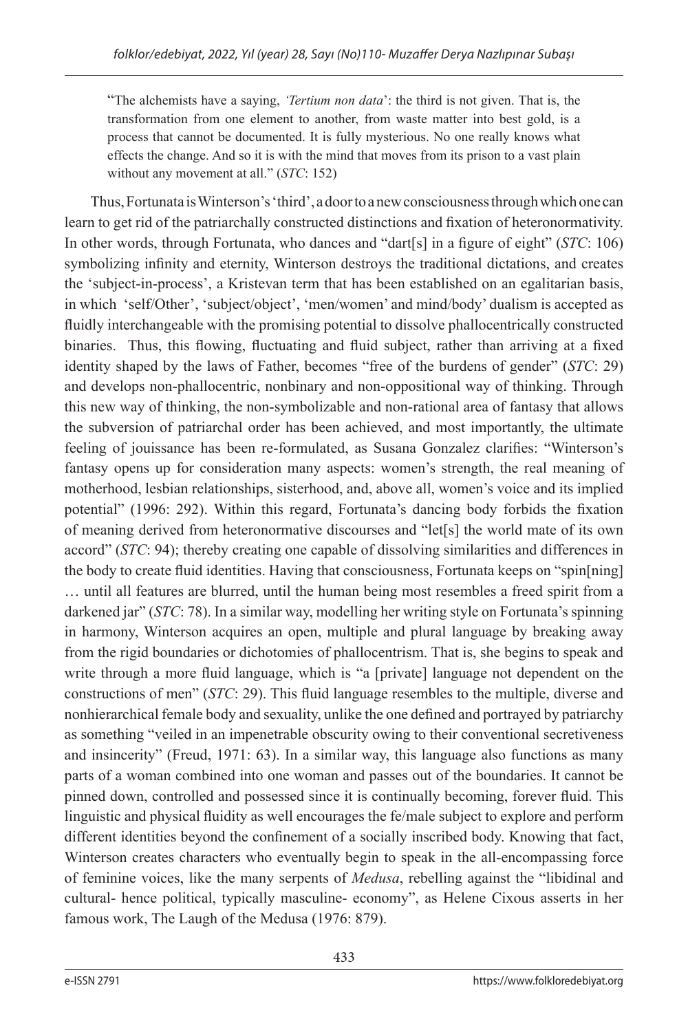> "The alchemists have a saying, *'Tertium non data'*: the third is not given. That is, the transformation from one element to another, from waste matter into best gold, is a process that cannot be documented. It is fully mysterious. No one really knows what effects the change. And so it is with the mind that moves from its prison to a vast plain without any movement at all." (*STC*: 152)

Thus, Fortunata is Winterson's 'third', a door to a new consciousness through which one can learn to get rid of the patriarchally constructed distinctions and fixation of heteronormativity. In other words, through Fortunata, who dances and "dart[s] in a figure of eight" (*STC*: 106) symbolizing infinity and eternity, Winterson destroys the traditional dictations, and creates the 'subject-in-process', a Kristevan term that has been established on an egalitarian basis, in which 'self/Other', 'subject/object', 'men/women' and mind/body' dualism is accepted as fluidly interchangeable with the promising potential to dissolve phallocentrically constructed binaries. Thus, this flowing, fluctuating and fluid subject, rather than arriving at a fixed identity shaped by the laws of Father, becomes "free of the burdens of gender" (*STC*: 29) and develops non-phallocentric, nonbinary and non-oppositional way of thinking. Through this new way of thinking, the non-symbolizable and non-rational area of fantasy that allows the subversion of patriarchal order has been achieved, and most importantly, the ultimate feeling of jouissance has been re-formulated, as Susana Gonzalez clarifies: "Winterson's fantasy opens up for consideration many aspects: women's strength, the real meaning of motherhood, lesbian relationships, sisterhood, and, above all, women's voice and its implied potential" (1996: 292). Within this regard, Fortunata's dancing body forbids the fixation of meaning derived from heteronormative discourses and "let[s] the world mate of its own accord" (*STC*: 94); thereby creating one capable of dissolving similarities and differences in the body to create fluid identities. Having that consciousness, Fortunata keeps on "spin[ning] … until all features are blurred, until the human being most resembles a freed spirit from a darkened jar" (*STC*: 78). In a similar way, modelling her writing style on Fortunata's spinning in harmony, Winterson acquires an open, multiple and plural language by breaking away from the rigid boundaries or dichotomies of phallocentrism. That is, she begins to speak and write through a more fluid language, which is "a [private] language not dependent on the constructions of men" (*STC*: 29). This fluid language resembles to the multiple, diverse and nonhierarchical female body and sexuality, unlike the one defined and portrayed by patriarchy as something "veiled in an impenetrable obscurity owing to their conventional secretiveness and insincerity" (Freud, 1971: 63). In a similar way, this language also functions as many parts of a woman combined into one woman and passes out of the boundaries. It cannot be pinned down, controlled and possessed since it is continually becoming, forever fluid. This linguistic and physical fluidity as well encourages the fe/male subject to explore and perform different identities beyond the confinement of a socially inscribed body. Knowing that fact, Winterson creates characters who eventually begin to speak in the all-encompassing force of feminine voices, like the many serpents of *Medusa*, rebelling against the "libidinal and cultural- hence political, typically masculine- economy", as Helene Cixous asserts in her famous work, The Laugh of the Medusa (1976: 879).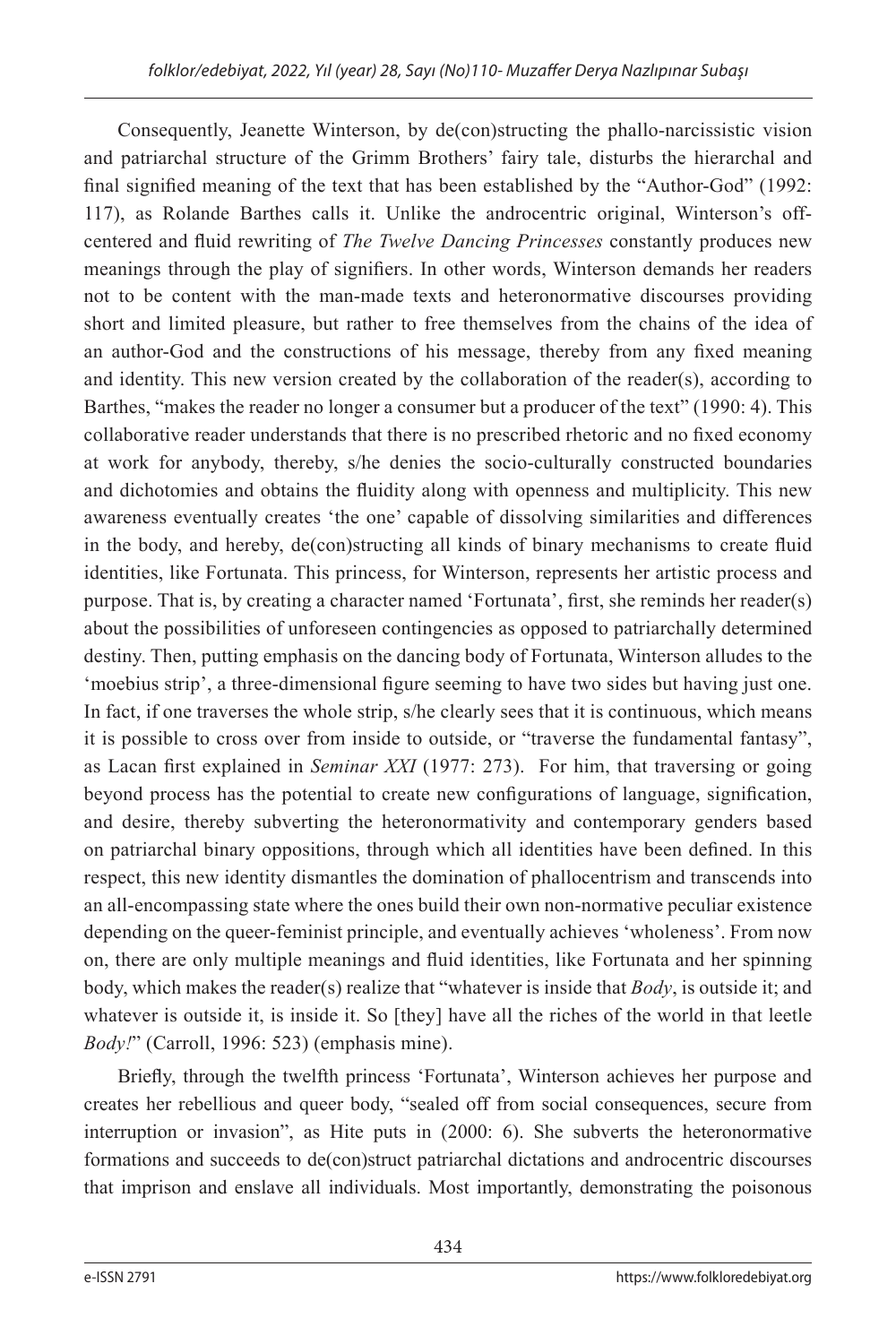Consequently, Jeanette Winterson, by de(con)structing the phallo-narcissistic vision and patriarchal structure of the Grimm Brothers' fairy tale, disturbs the hierarchal and final signified meaning of the text that has been established by the "Author-God" (1992: 117), as Rolande Barthes calls it. Unlike the androcentric original, Winterson's off-centered and fluid rewriting of *The Twelve Dancing Princesses* constantly produces new meanings through the play of signifiers. In other words, Winterson demands her readers not to be content with the man-made texts and heteronormative discourses providing short and limited pleasure, but rather to free themselves from the chains of the idea of an author-God and the constructions of his message, thereby from any fixed meaning and identity. This new version created by the collaboration of the reader(s), according to Barthes, "makes the reader no longer a consumer but a producer of the text" (1990: 4). This collaborative reader understands that there is no prescribed rhetoric and no fixed economy at work for anybody, thereby, s/he denies the socio-culturally constructed boundaries and dichotomies and obtains the fluidity along with openness and multiplicity. This new awareness eventually creates 'the one' capable of dissolving similarities and differences in the body, and hereby, de(con)structing all kinds of binary mechanisms to create fluid identities, like Fortunata. This princess, for Winterson, represents her artistic process and purpose. That is, by creating a character named 'Fortunata', first, she reminds her reader(s) about the possibilities of unforeseen contingencies as opposed to patriarchally determined destiny. Then, putting emphasis on the dancing body of Fortunata, Winterson alludes to the 'moebius strip', a three-dimensional figure seeming to have two sides but having just one. In fact, if one traverses the whole strip, s/he clearly sees that it is continuous, which means it is possible to cross over from inside to outside, or "traverse the fundamental fantasy", as Lacan first explained in *Seminar XXI* (1977: 273). For him, that traversing or going beyond process has the potential to create new configurations of language, signification, and desire, thereby subverting the heteronormativity and contemporary genders based on patriarchal binary oppositions, through which all identities have been defined. In this respect, this new identity dismantles the domination of phallocentrism and transcends into an all-encompassing state where the ones build their own non-normative peculiar existence depending on the queer-feminist principle, and eventually achieves 'wholeness'. From now on, there are only multiple meanings and fluid identities, like Fortunata and her spinning body, which makes the reader(s) realize that "whatever is inside that *Body*, is outside it; and whatever is outside it, is inside it. So [they] have all the riches of the world in that leetle *Body!*" (Carroll, 1996: 523) (emphasis mine).

Briefly, through the twelfth princess 'Fortunata', Winterson achieves her purpose and creates her rebellious and queer body, "sealed off from social consequences, secure from interruption or invasion", as Hite puts in (2000: 6). She subverts the heteronormative formations and succeeds to de(con)struct patriarchal dictations and androcentric discourses that imprison and enslave all individuals. Most importantly, demonstrating the poisonous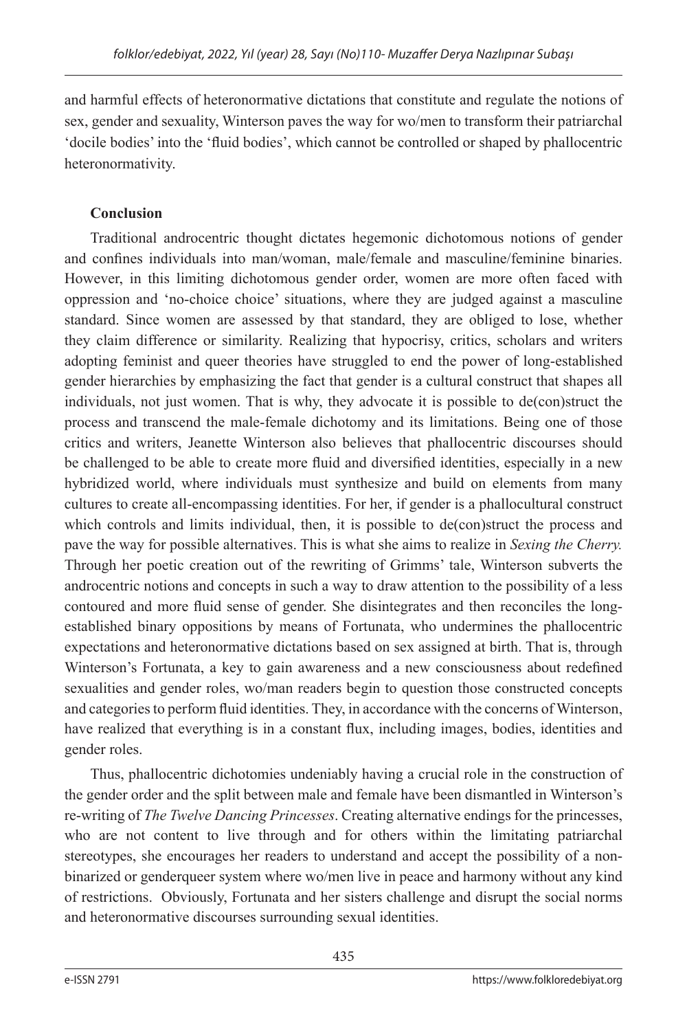and harmful effects of heteronormative dictations that constitute and regulate the notions of sex, gender and sexuality, Winterson paves the way for wo/men to transform their patriarchal 'docile bodies' into the 'fluid bodies', which cannot be controlled or shaped by phallocentric heteronormativity.

## Conclusion

Traditional androcentric thought dictates hegemonic dichotomous notions of gender and confines individuals into man/woman, male/female and masculine/feminine binaries. However, in this limiting dichotomous gender order, women are more often faced with oppression and 'no-choice choice' situations, where they are judged against a masculine standard. Since women are assessed by that standard, they are obliged to lose, whether they claim difference or similarity. Realizing that hypocrisy, critics, scholars and writers adopting feminist and queer theories have struggled to end the power of long-established gender hierarchies by emphasizing the fact that gender is a cultural construct that shapes all individuals, not just women. That is why, they advocate it is possible to de(con)struct the process and transcend the male-female dichotomy and its limitations. Being one of those critics and writers, Jeanette Winterson also believes that phallocentric discourses should be challenged to be able to create more fluid and diversified identities, especially in a new hybridized world, where individuals must synthesize and build on elements from many cultures to create all-encompassing identities. For her, if gender is a phallocultural construct which controls and limits individual, then, it is possible to de(con)struct the process and pave the way for possible alternatives. This is what she aims to realize in *Sexing the Cherry.* Through her poetic creation out of the rewriting of Grimms' tale, Winterson subverts the androcentric notions and concepts in such a way to draw attention to the possibility of a less contoured and more fluid sense of gender. She disintegrates and then reconciles the long-established binary oppositions by means of Fortunata, who undermines the phallocentric expectations and heteronormative dictations based on sex assigned at birth. That is, through Winterson's Fortunata, a key to gain awareness and a new consciousness about redefined sexualities and gender roles, wo/man readers begin to question those constructed concepts and categories to perform fluid identities. They, in accordance with the concerns of Winterson, have realized that everything is in a constant flux, including images, bodies, identities and gender roles.

Thus, phallocentric dichotomies undeniably having a crucial role in the construction of the gender order and the split between male and female have been dismantled in Winterson's re-writing of *The Twelve Dancing Princesses*. Creating alternative endings for the princesses, who are not content to live through and for others within the limitating patriarchal stereotypes, she encourages her readers to understand and accept the possibility of a non-binarized or genderqueer system where wo/men live in peace and harmony without any kind of restrictions. Obviously, Fortunata and her sisters challenge and disrupt the social norms and heteronormative discourses surrounding sexual identities.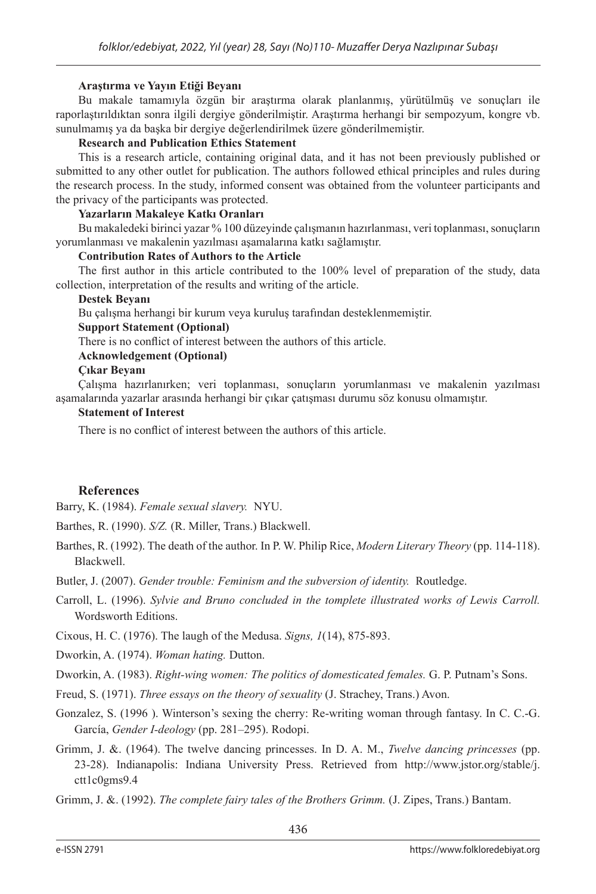**Araştırma ve Yayın Etiği Beyanı**

Bu makale tamamıyla özgün bir araştırma olarak planlanmış, yürütülmüş ve sonuçları ile raporlaştırıldıktan sonra ilgili dergiye gönderilmiştir. Araştırma herhangi bir sempozyum, kongre vb. sunulmamış ya da başka bir dergiye değerlendirilmek üzere gönderilmemiştir.

**Research and Publication Ethics Statement**

This is a research article, containing original data, and it has not been previously published or submitted to any other outlet for publication. The authors followed ethical principles and rules during the research process. In the study, informed consent was obtained from the volunteer participants and the privacy of the participants was protected.

**Yazarların Makaleye Katkı Oranları**

Bu makaledeki birinci yazar % 100 düzeyinde çalışmanın hazırlanması, veri toplanması, sonuçların yorumlanması ve makalenin yazılması aşamalarına katkı sağlamıştır.

**Contribution Rates of Authors to the Article**

The first author in this article contributed to the 100% level of preparation of the study, data collection, interpretation of the results and writing of the article.

**Destek Beyanı**

Bu çalışma herhangi bir kurum veya kuruluş tarafından desteklenmemiştir.

**Support Statement (Optional)**

There is no conflict of interest between the authors of this article.

**Acknowledgement (Optional)**

**Çıkar Beyanı**

Çalışma hazırlanırken; veri toplanması, sonuçların yorumlanması ve makalenin yazılması aşamalarında yazarlar arasında herhangi bir çıkar çatışması durumu söz konusu olmamıştır.

**Statement of Interest**

There is no conflict of interest between the authors of this article.

## References

Barry, K. (1984). *Female sexual slavery.* NYU.

Barthes, R. (1990). *S/Z.* (R. Miller, Trans.) Blackwell.

Barthes, R. (1992). The death of the author. In P. W. Philip Rice, *Modern Literary Theory* (pp. 114-118). Blackwell.

Butler, J. (2007). *Gender trouble: Feminism and the subversion of identity.* Routledge.

Carroll, L. (1996). *Sylvie and Bruno concluded in the tomplete illustrated works of Lewis Carroll.* Wordsworth Editions.

Cixous, H. C. (1976). The laugh of the Medusa. *Signs, 1*(14), 875-893.

Dworkin, A. (1974). *Woman hating.* Dutton.

Dworkin, A. (1983). *Right-wing women: The politics of domesticated females.* G. P. Putnam's Sons.

Freud, S. (1971). *Three essays on the theory of sexuality* (J. Strachey, Trans.) Avon.

Gonzalez, S. (1996 ). Winterson's sexing the cherry: Re-writing woman through fantasy. In C. C.-G. García, *Gender I-deology* (pp. 281–295). Rodopi.

Grimm, J. &. (1964). The twelve dancing princesses. In D. A. M., *Twelve dancing princesses* (pp. 23-28). Indianapolis: Indiana University Press. Retrieved from http://www.jstor.org/stable/j.ctt1c0gms9.4

Grimm, J. &. (1992). *The complete fairy tales of the Brothers Grimm.* (J. Zipes, Trans.) Bantam.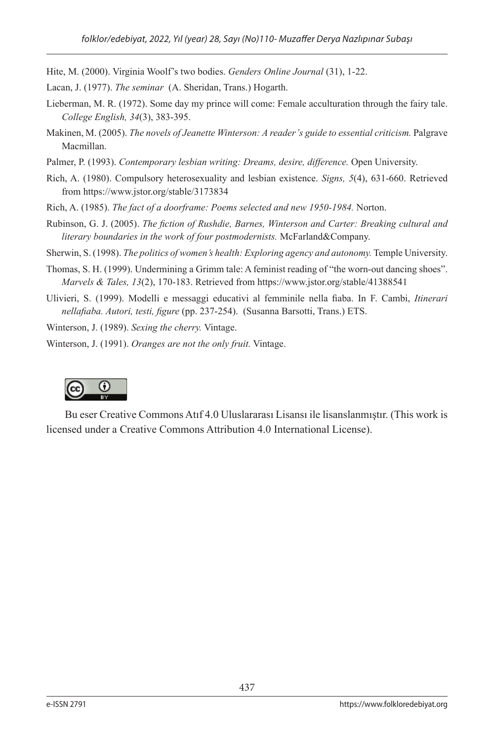Hite, M. (2000). Virginia Woolf's two bodies. *Genders Online Journal* (31), 1-22.

Lacan, J. (1977). *The seminar* (A. Sheridan, Trans.) Hogarth.

Lieberman, M. R. (1972). Some day my prince will come: Female acculturation through the fairy tale. *College English, 34*(3), 383-395.

Makinen, M. (2005). *The novels of Jeanette Winterson: A reader's guide to essential criticism.* Palgrave Macmillan.

Palmer, P. (1993). *Contemporary lesbian writing: Dreams, desire, difference.* Open University.

Rich, A. (1980). Compulsory heterosexuality and lesbian existence. *Signs, 5*(4), 631-660. Retrieved from https://www.jstor.org/stable/3173834

Rich, A. (1985). *The fact of a doorframe: Poems selected and new 1950-1984.* Norton.

Rubinson, G. J. (2005). *The fiction of Rushdie, Barnes, Winterson and Carter: Breaking cultural and literary boundaries in the work of four postmodernists.* McFarland&Company.

Sherwin, S. (1998). *The politics of women's health: Exploring agency and autonomy.* Temple University.

Thomas, S. H. (1999). Undermining a Grimm tale: A feminist reading of "the worn-out dancing shoes". *Marvels & Tales, 13*(2), 170-183. Retrieved from https://www.jstor.org/stable/41388541

Ulivieri, S. (1999). Modelli e messaggi educativi al femminile nella fiaba. In F. Cambi, *Itinerari nellafiaba. Autori, testi, figure* (pp. 237-254). (Susanna Barsotti, Trans.) ETS.

Winterson, J. (1989). *Sexing the cherry.* Vintage.

Winterson, J. (1991). *Oranges are not the only fruit.* Vintage.

Bu eser Creative Commons Atıf 4.0 Uluslararası Lisansı ile lisanslanmıştır. (This work is licensed under a Creative Commons Attribution 4.0 International License).